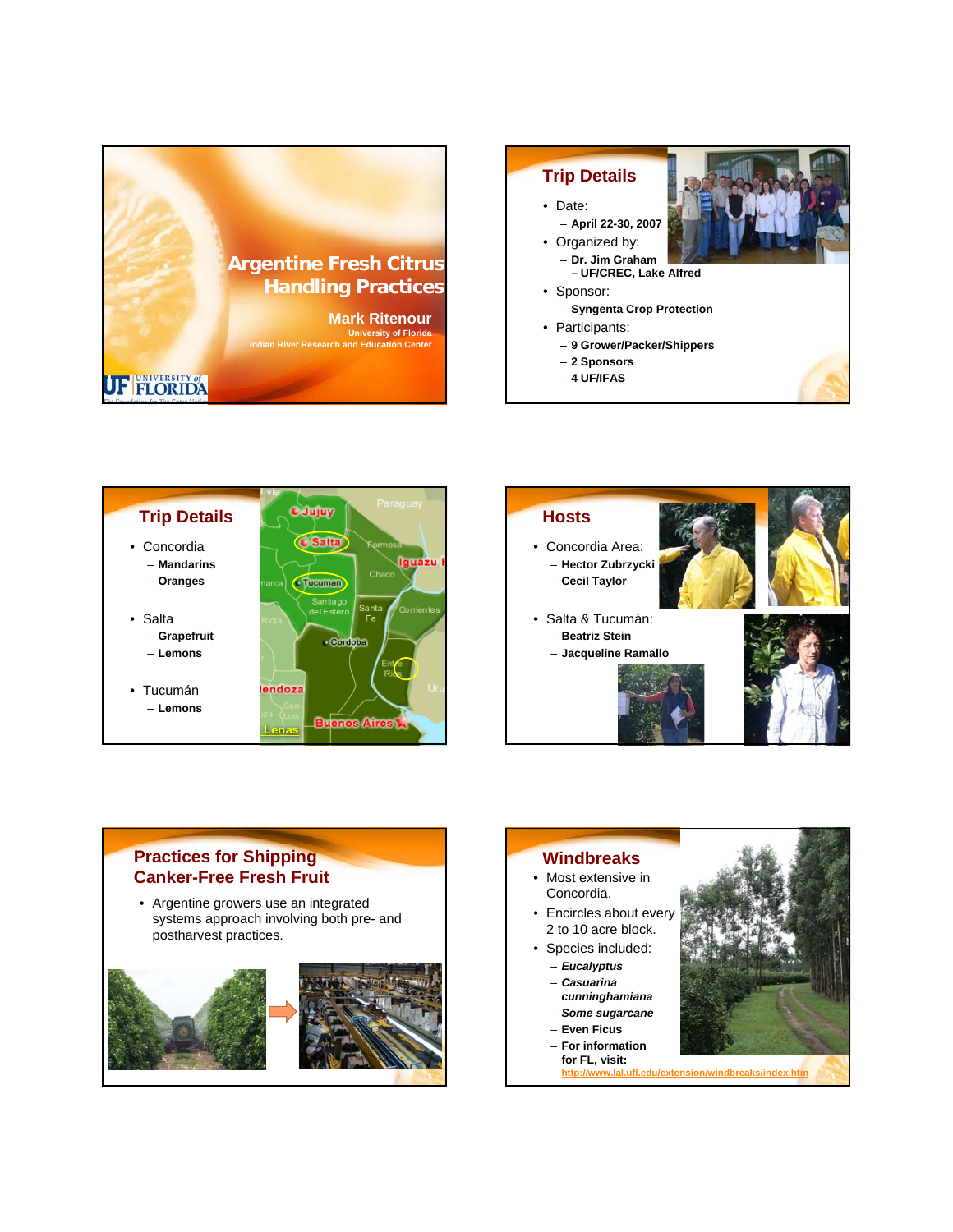# Argentine Fresh Citrus Handling Practices

**Mark Ritenour**
University of Florida
Indian River Research and Education Center

UF UNIVERSITY of FLORIDA

## Trip Details

- Date:
  - **April 22-30, 2007**
- Organized by:
  - **Dr. Jim Graham – UF/CREC, Lake Alfred**
- Sponsor:
  - **Syngenta Crop Protection**
- Participants:
  - **9 Grower/Packer/Shippers**
  - **2 Sponsors**
  - **4 UF/IFAS**

## Trip Details

- Concordia
  - **Mandarins**
  - **Oranges**
- Salta
  - **Grapefruit**
  - **Lemons**
- Tucumán
  - **Lemons**

## Hosts

- Concordia Area:
  - **Hector Zubrzycki**
  - **Cecil Taylor**
- Salta & Tucumán:
  - **Beatriz Stein**
  - **Jacqueline Ramallo**

## Practices for Shipping Canker-Free Fresh Fruit

- Argentine growers use an integrated systems approach involving both pre- and postharvest practices.

## Windbreaks

- Most extensive in Concordia.
- Encircles about every 2 to 10 acre block.
- Species included:
  - ***Eucalyptus***
  - ***Casuarina cunninghamiana***
  - ***Some sugarcane***
  - **Even Ficus**
  - **For information for FL, visit:** http://www.lal.ufl.edu/extension/windbreaks/index.htm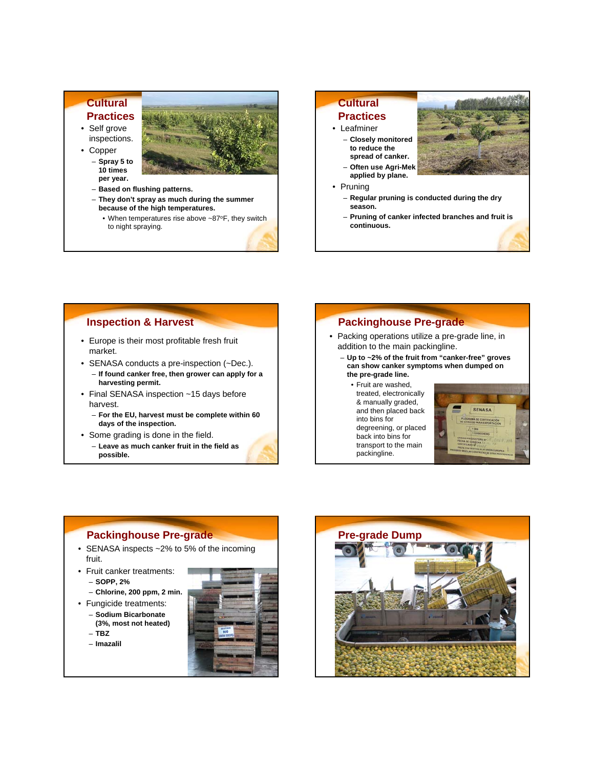## Cultural Practices

- Self grove inspections.
- Copper
  - **Spray 5 to 10 times per year.**
  - **Based on flushing patterns.**
  - **They don't spray as much during the summer because of the high temperatures.**
    - When temperatures rise above ~87°F, they switch to night spraying.

## Cultural Practices

- Leafminer
  - **Closely monitored to reduce the spread of canker.**
  - **Often use Agri-Mek applied by plane.**
- Pruning
  - **Regular pruning is conducted during the dry season.**
  - **Pruning of canker infected branches and fruit is continuous.**

## Inspection & Harvest

- Europe is their most profitable fresh fruit market.
- SENASA conducts a pre-inspection (~Dec.).
  - **If found canker free, then grower can apply for a harvesting permit.**
- Final SENASA inspection ~15 days before harvest.
  - **For the EU, harvest must be complete within 60 days of the inspection.**
- Some grading is done in the field.
  - **Leave as much canker fruit in the field as possible.**

## Packinghouse Pre-grade

- Packing operations utilize a pre-grade line, in addition to the main packingline.
  - **Up to ~2% of the fruit from "canker-free" groves can show canker symptoms when dumped on the pre-grade line.**
    - Fruit are washed, treated, electronically & manually graded, and then placed back into bins for degreening, or placed back into bins for transport to the main packingline.

## Packinghouse Pre-grade

- SENASA inspects ~2% to 5% of the incoming fruit.
- Fruit canker treatments:
  - **SOPP, 2%**
  - **Chlorine, 200 ppm, 2 min.**
- Fungicide treatments:
  - **Sodium Bicarbonate (3%, most not heated)**
  - **TBZ**
  - **Imazalil**

## Pre-grade Dump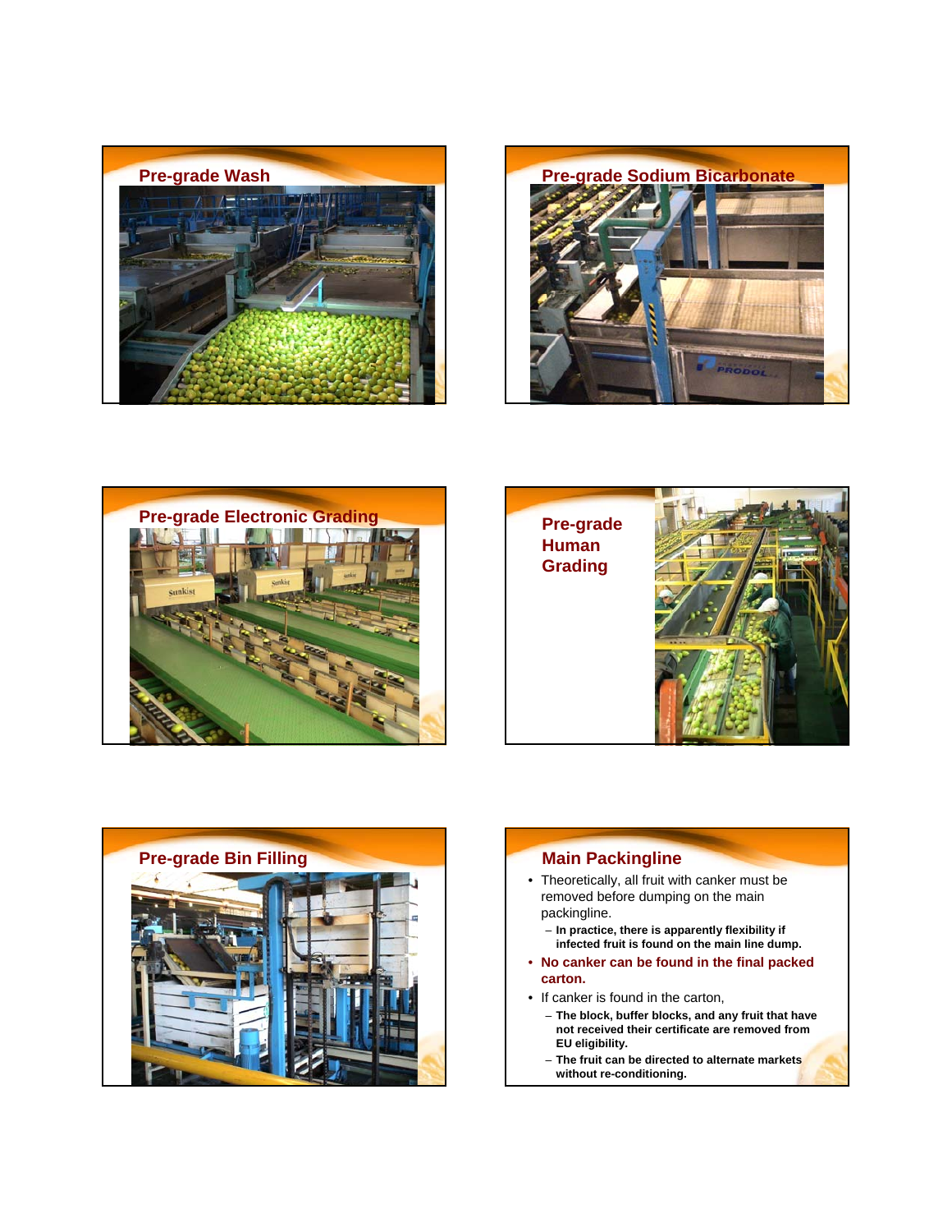## Pre-grade Wash

## Pre-grade Sodium Bicarbonate

## Pre-grade Electronic Grading

## Pre-grade Human Grading

## Pre-grade Bin Filling

## Main Packingline

- Theoretically, all fruit with canker must be removed before dumping on the main packingline.
  - **In practice, there is apparently flexibility if infected fruit is found on the main line dump.**
- **No canker can be found in the final packed carton.**
- If canker is found in the carton,
  - **The block, buffer blocks, and any fruit that have not received their certificate are removed from EU eligibility.**
  - **The fruit can be directed to alternate markets without re-conditioning.**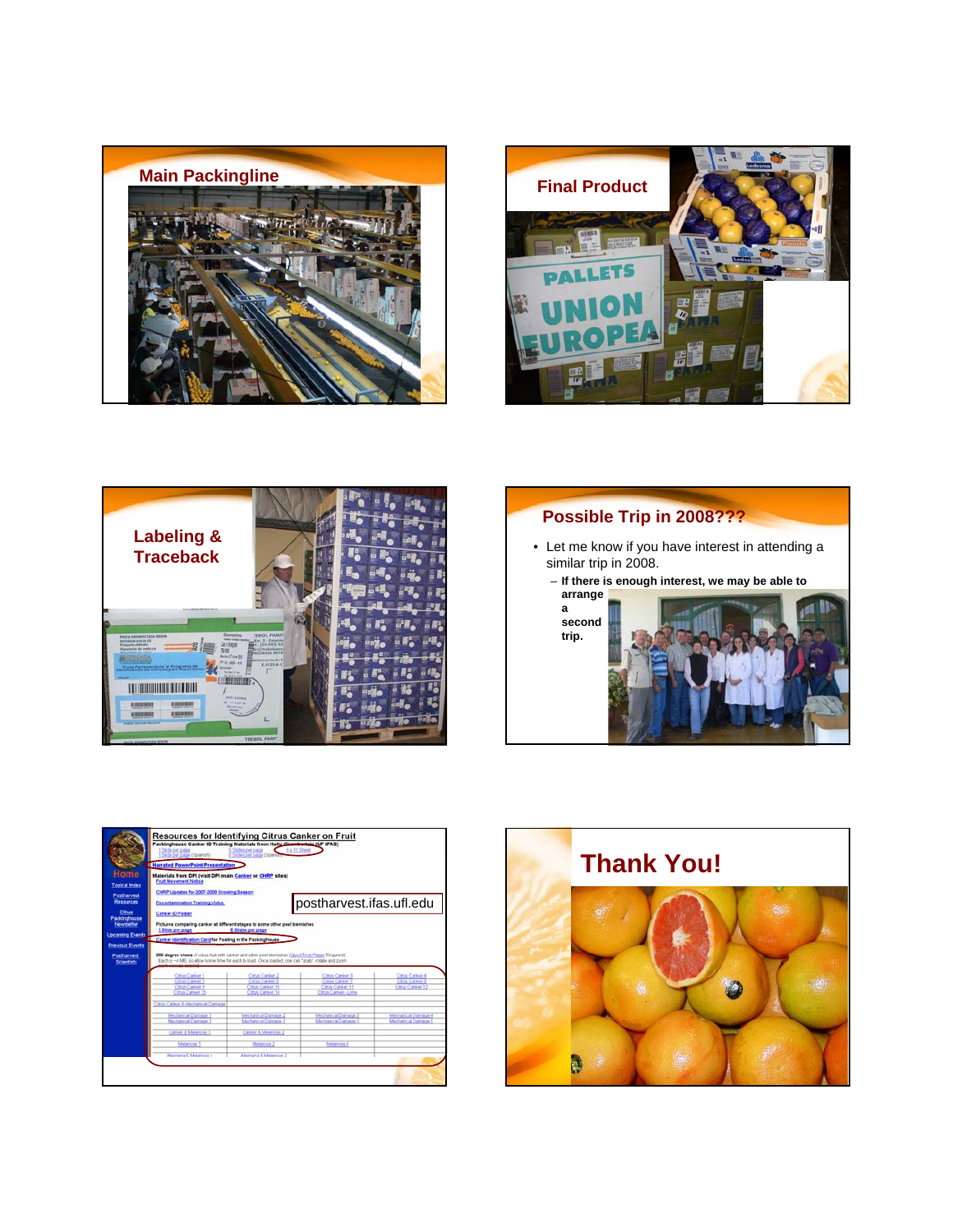## Main Packingline

## Final Product

## Labeling & Traceback

## Possible Trip in 2008???

- Let me know if you have interest in attending a similar trip in 2008.
  - **If there is enough interest, we may be able to arrange a second trip.**

postharvest.ifas.ufl.edu

## Thank You!